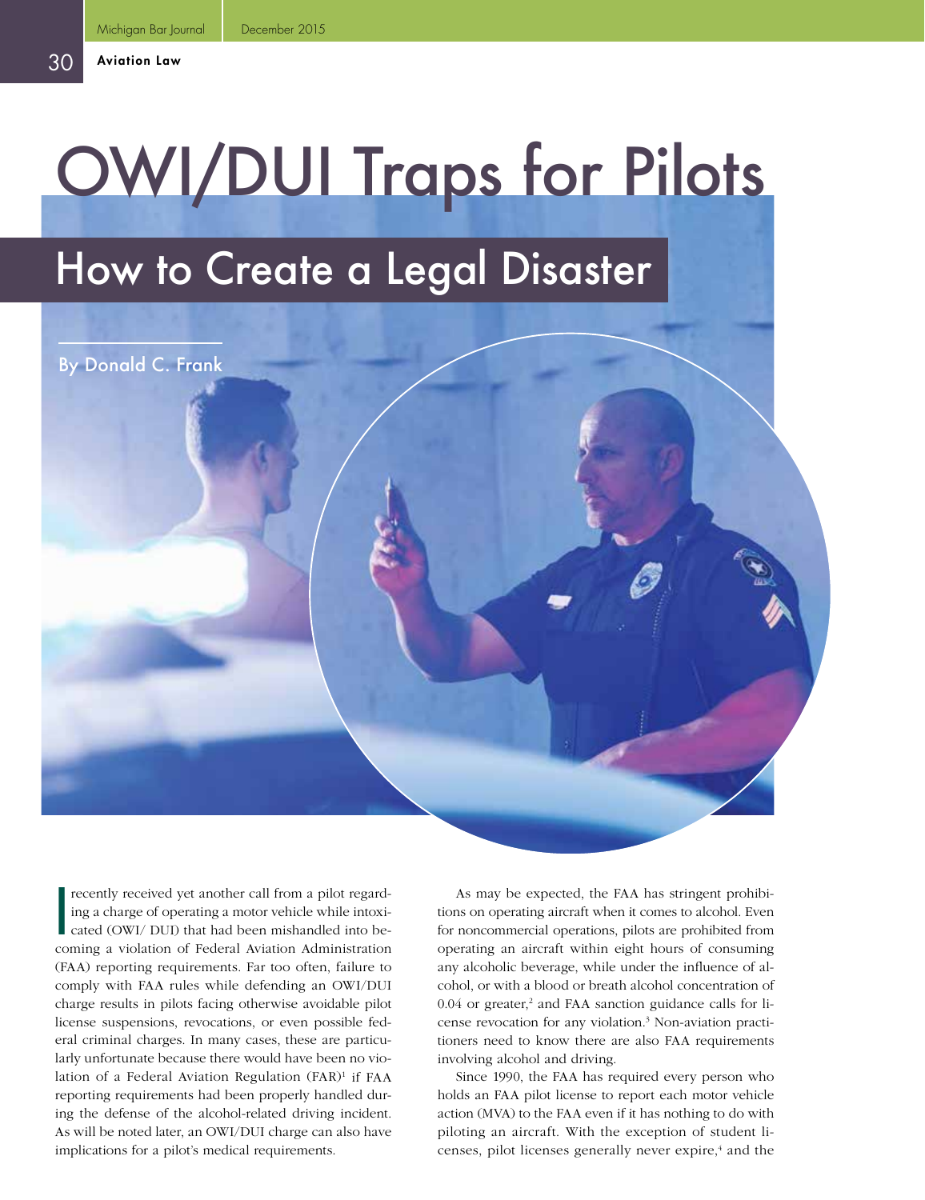# OWI/DUI Traps for Pilots

## How to Create a Legal Disaster

By Donald C. Frank

I recently received yet another call from a pilot regarding a charge of operating a motor vehicle while intoxicated (OWI/ DUI) that had been mishandled into becoming a violation of Federal Aviation Administration (FAA) reporting requirements. Far too often, failure to comply with FAA rules while defending an OWI/DUI charge results in pilots facing otherwise avoidable pilot license suspensions, revocations, or even possible federal criminal charges. In many cases, these are particularly unfortunate because there would have been no violation of a Federal Aviation Regulation (FAR)[1] if FAA reporting requirements had been properly handled during the defense of the alcohol-related driving incident. As will be noted later, an OWI/DUI charge can also have implications for a pilot's medical requirements.

As may be expected, the FAA has stringent prohibitions on operating aircraft when it comes to alcohol. Even for noncommercial operations, pilots are prohibited from operating an aircraft within eight hours of consuming any alcoholic beverage, while under the influence of alcohol, or with a blood or breath alcohol concentration of 0.04 or greater,[2] and FAA sanction guidance calls for license revocation for any violation.[3] Non-aviation practitioners need to know there are also FAA requirements involving alcohol and driving.

Since 1990, the FAA has required every person who holds an FAA pilot license to report each motor vehicle action (MVA) to the FAA even if it has nothing to do with piloting an aircraft. With the exception of student licenses, pilot licenses generally never expire,[4] and the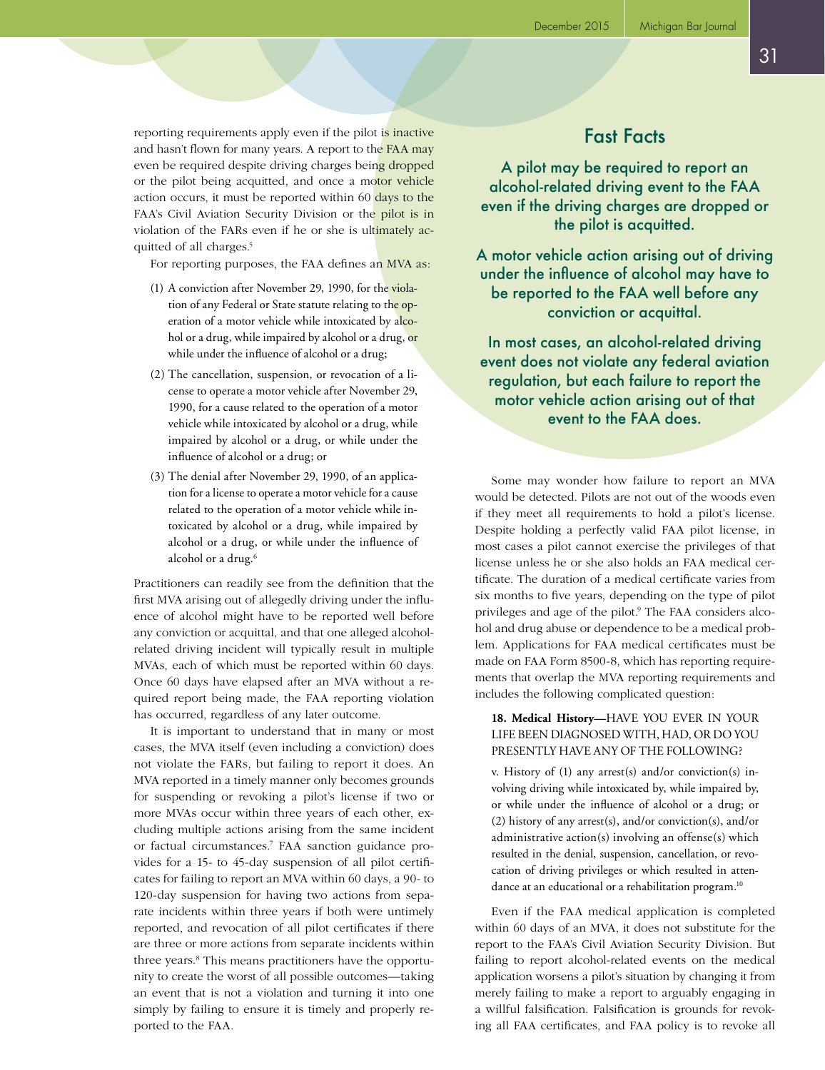reporting requirements apply even if the pilot is inactive and hasn't flown for many years. A report to the FAA may even be required despite driving charges being dropped or the pilot being acquitted, and once a motor vehicle action occurs, it must be reported within 60 days to the FAA's Civil Aviation Security Division or the pilot is in violation of the FARs even if he or she is ultimately acquitted of all charges.[5]

For reporting purposes, the FAA defines an MVA as:

(1) A conviction after November 29, 1990, for the violation of any Federal or State statute relating to the operation of a motor vehicle while intoxicated by alcohol or a drug, while impaired by alcohol or a drug, or while under the influence of alcohol or a drug;

(2) The cancellation, suspension, or revocation of a license to operate a motor vehicle after November 29, 1990, for a cause related to the operation of a motor vehicle while intoxicated by alcohol or a drug, while impaired by alcohol or a drug, or while under the influence of alcohol or a drug; or

(3) The denial after November 29, 1990, of an application for a license to operate a motor vehicle for a cause related to the operation of a motor vehicle while intoxicated by alcohol or a drug, while impaired by alcohol or a drug, or while under the influence of alcohol or a drug.[6]

Practitioners can readily see from the definition that the first MVA arising out of allegedly driving under the influence of alcohol might have to be reported well before any conviction or acquittal, and that one alleged alcohol-related driving incident will typically result in multiple MVAs, each of which must be reported within 60 days. Once 60 days have elapsed after an MVA without a required report being made, the FAA reporting violation has occurred, regardless of any later outcome.

It is important to understand that in many or most cases, the MVA itself (even including a conviction) does not violate the FARs, but failing to report it does. An MVA reported in a timely manner only becomes grounds for suspending or revoking a pilot's license if two or more MVAs occur within three years of each other, excluding multiple actions arising from the same incident or factual circumstances.[7] FAA sanction guidance provides for a 15- to 45-day suspension of all pilot certificates for failing to report an MVA within 60 days, a 90- to 120-day suspension for having two actions from separate incidents within three years if both were untimely reported, and revocation of all pilot certificates if there are three or more actions from separate incidents within three years.[8] This means practitioners have the opportunity to create the worst of all possible outcomes—taking an event that is not a violation and turning it into one simply by failing to ensure it is timely and properly reported to the FAA.

## Fast Facts

**A pilot may be required to report an alcohol-related driving event to the FAA even if the driving charges are dropped or the pilot is acquitted.**

**A motor vehicle action arising out of driving under the influence of alcohol may have to be reported to the FAA well before any conviction or acquittal.**

**In most cases, an alcohol-related driving event does not violate any federal aviation regulation, but each failure to report the motor vehicle action arising out of that event to the FAA does.**

Some may wonder how failure to report an MVA would be detected. Pilots are not out of the woods even if they meet all requirements to hold a pilot's license. Despite holding a perfectly valid FAA pilot license, in most cases a pilot cannot exercise the privileges of that license unless he or she also holds an FAA medical certificate. The duration of a medical certificate varies from six months to five years, depending on the type of pilot privileges and age of the pilot.[9] The FAA considers alcohol and drug abuse or dependence to be a medical problem. Applications for FAA medical certificates must be made on FAA Form 8500-8, which has reporting requirements that overlap the MVA reporting requirements and includes the following complicated question:

> **18. Medical History—**HAVE YOU EVER IN YOUR LIFE BEEN DIAGNOSED WITH, HAD, OR DO YOU PRESENTLY HAVE ANY OF THE FOLLOWING?
>
> v. History of (1) any arrest(s) and/or conviction(s) involving driving while intoxicated by, while impaired by, or while under the influence of alcohol or a drug; or (2) history of any arrest(s), and/or conviction(s), and/or administrative action(s) involving an offense(s) which resulted in the denial, suspension, cancellation, or revocation of driving privileges or which resulted in attendance at an educational or a rehabilitation program.[10]

Even if the FAA medical application is completed within 60 days of an MVA, it does not substitute for the report to the FAA's Civil Aviation Security Division. But failing to report alcohol-related events on the medical application worsens a pilot's situation by changing it from merely failing to make a report to arguably engaging in a willful falsification. Falsification is grounds for revoking all FAA certificates, and FAA policy is to revoke all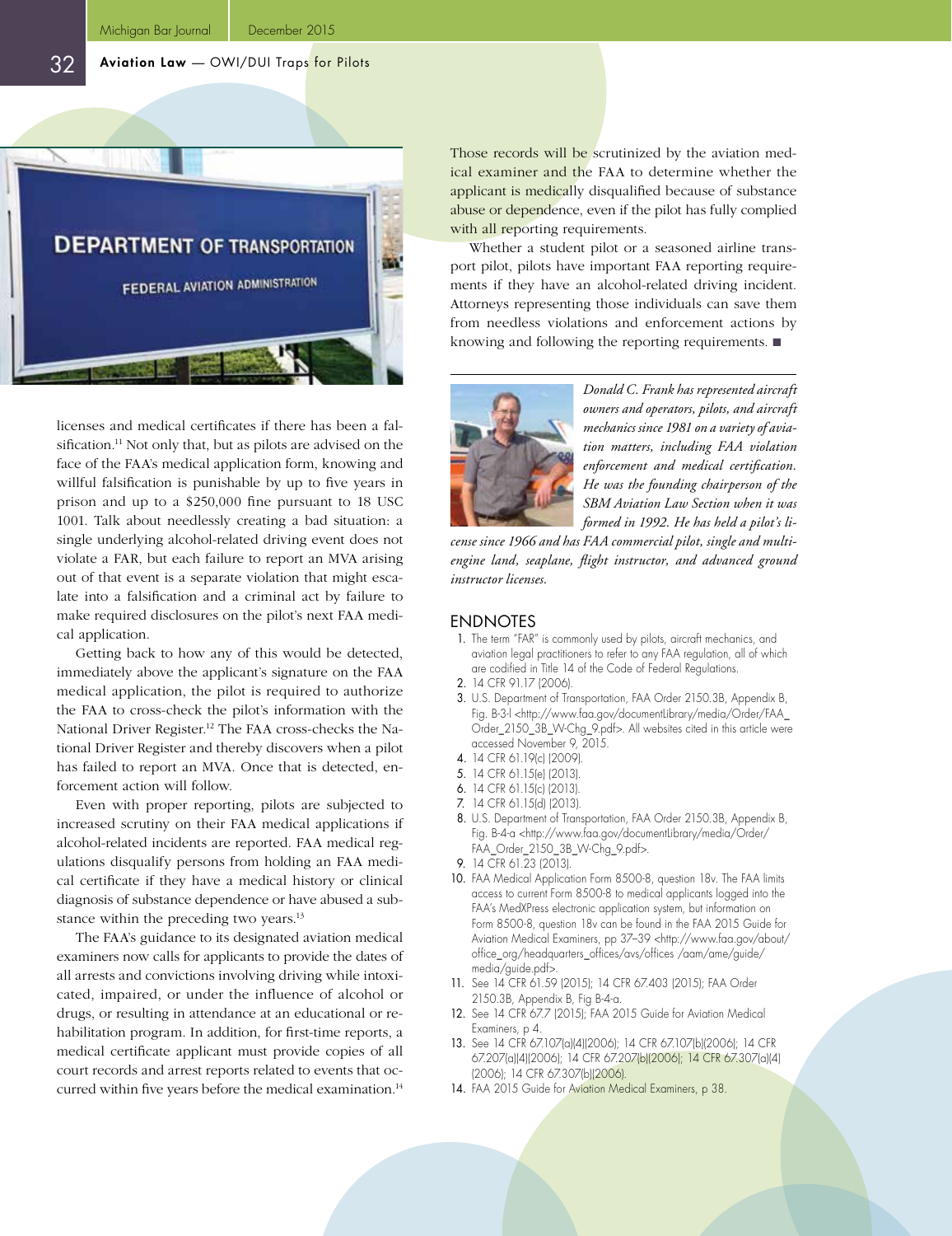licenses and medical certificates if there has been a falsification.[11] Not only that, but as pilots are advised on the face of the FAA's medical application form, knowing and willful falsification is punishable by up to five years in prison and up to a $250,000 fine pursuant to 18 USC 1001. Talk about needlessly creating a bad situation: a single underlying alcohol-related driving event does not violate a FAR, but each failure to report an MVA arising out of that event is a separate violation that might escalate into a falsification and a criminal act by failure to make required disclosures on the pilot's next FAA medical application.

Getting back to how any of this would be detected, immediately above the applicant's signature on the FAA medical application, the pilot is required to authorize the FAA to cross-check the pilot's information with the National Driver Register.[12] The FAA cross-checks the National Driver Register and thereby discovers when a pilot has failed to report an MVA. Once that is detected, enforcement action will follow.

Even with proper reporting, pilots are subjected to increased scrutiny on their FAA medical applications if alcohol-related incidents are reported. FAA medical regulations disqualify persons from holding an FAA medical certificate if they have a medical history or clinical diagnosis of substance dependence or have abused a substance within the preceding two years.[13]

The FAA's guidance to its designated aviation medical examiners now calls for applicants to provide the dates of all arrests and convictions involving driving while intoxicated, impaired, or under the influence of alcohol or drugs, or resulting in attendance at an educational or rehabilitation program. In addition, for first-time reports, a medical certificate applicant must provide copies of all court records and arrest reports related to events that occurred within five years before the medical examination.[14] Those records will be scrutinized by the aviation medical examiner and the FAA to determine whether the applicant is medically disqualified because of substance abuse or dependence, even if the pilot has fully complied with all reporting requirements.

Whether a student pilot or a seasoned airline transport pilot, pilots have important FAA reporting requirements if they have an alcohol-related driving incident. Attorneys representing those individuals can save them from needless violations and enforcement actions by knowing and following the reporting requirements. ■

*Donald C. Frank has represented aircraft owners and operators, pilots, and aircraft mechanics since 1981 on a variety of aviation matters, including FAA violation enforcement and medical certification. He was the founding chairperson of the SBM Aviation Law Section when it was formed in 1992. He has held a pilot's license since 1966 and has FAA commercial pilot, single and multi-engine land, seaplane, flight instructor, and advanced ground instructor licenses.*

## ENDNOTES

1. The term "FAR" is commonly used by pilots, aircraft mechanics, and aviation legal practitioners to refer to any FAA regulation, all of which are codified in Title 14 of the Code of Federal Regulations.
2. 14 CFR 91.17 (2006).
3. U.S. Department of Transportation, FAA Order 2150.3B, Appendix B, Fig. B-3-l <http://www.faa.gov/documentLibrary/media/Order/FAA_Order_2150_3B_W-Chg_9.pdf>. All websites cited in this article were accessed November 9, 2015.
4. 14 CFR 61.19(c) (2009).
5. 14 CFR 61.15(e) (2013).
6. 14 CFR 61.15(c) (2013).
7. 14 CFR 61.15(d) (2013).
8. U.S. Department of Transportation, FAA Order 2150.3B, Appendix B, Fig. B-4-a <http://www.faa.gov/documentLibrary/media/Order/FAA_Order_2150_3B_W-Chg_9.pdf>.
9. 14 CFR 61.23 (2013).
10. FAA Medical Application Form 8500-8, question 18v. The FAA limits access to current Form 8500-8 to medical applicants logged into the FAA's MedXPress electronic application system, but information on Form 8500-8, question 18v can be found in the FAA 2015 Guide for Aviation Medical Examiners, pp 37–39 <http://www.faa.gov/about/office_org/headquarters_offices/avs/offices /aam/ame/guide/media/guide.pdf>.
11. See 14 CFR 61.59 (2015); 14 CFR 67.403 (2015); FAA Order 2150.3B, Appendix B, Fig B-4-a.
12. See 14 CFR 67.7 (2015); FAA 2015 Guide for Aviation Medical Examiners, p 4.
13. See 14 CFR 67.107(a)(4)(2006); 14 CFR 67.107(b)(2006); 14 CFR 67.207(a)(4)(2006); 14 CFR 67.207(b)(2006); 14 CFR 67.307(a)(4) (2006); 14 CFR 67.307(b)(2006).
14. FAA 2015 Guide for Aviation Medical Examiners, p 38.